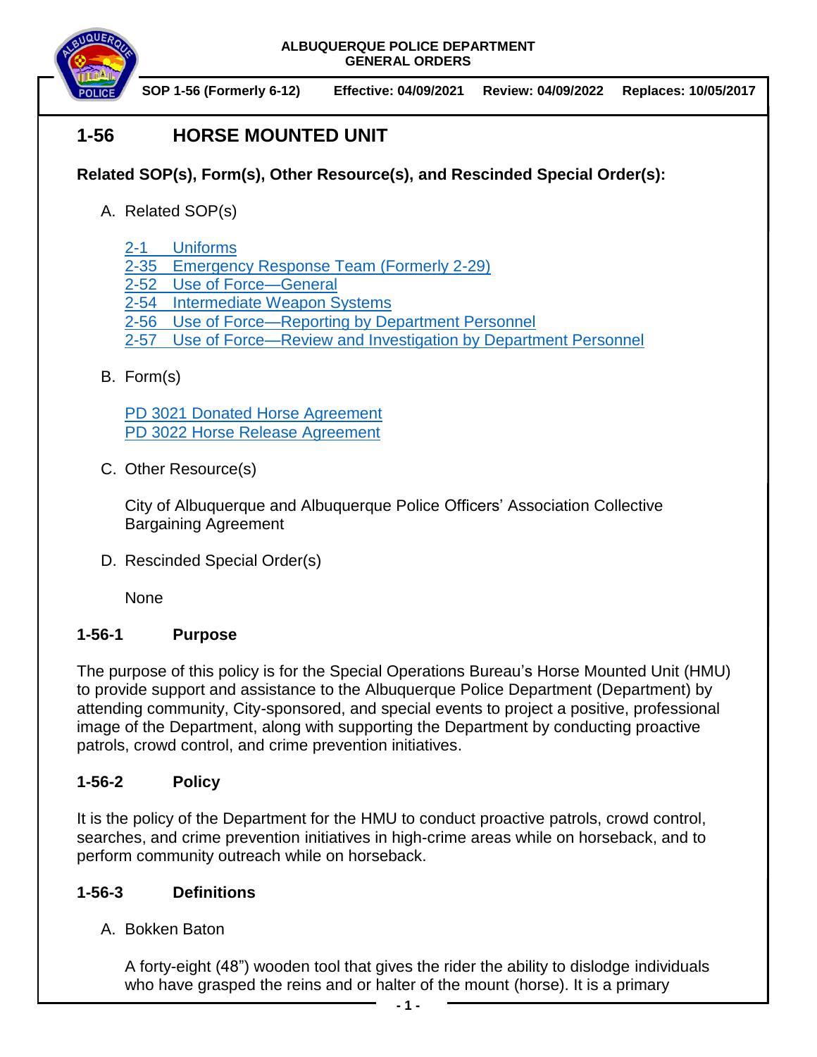ALBUQUERQUE POLICE DEPARTMENT
GENERAL ORDERS

**SOP 1-56 (Formerly 6-12)** **Effective: 04/09/2021** **Review: 04/09/2022** **Replaces: 10/05/2017**

# 1-56 HORSE MOUNTED UNIT

**Related SOP(s), Form(s), Other Resource(s), and Rescinded Special Order(s):**

A. Related SOP(s)

2-1 Uniforms
2-35 Emergency Response Team (Formerly 2-29)
2-52 Use of Force—General
2-54 Intermediate Weapon Systems
2-56 Use of Force—Reporting by Department Personnel
2-57 Use of Force—Review and Investigation by Department Personnel

B. Form(s)

PD 3021 Donated Horse Agreement
PD 3022 Horse Release Agreement

C. Other Resource(s)

City of Albuquerque and Albuquerque Police Officers' Association Collective Bargaining Agreement

D. Rescinded Special Order(s)

None

## 1-56-1 Purpose

The purpose of this policy is for the Special Operations Bureau's Horse Mounted Unit (HMU) to provide support and assistance to the Albuquerque Police Department (Department) by attending community, City-sponsored, and special events to project a positive, professional image of the Department, along with supporting the Department by conducting proactive patrols, crowd control, and crime prevention initiatives.

## 1-56-2 Policy

It is the policy of the Department for the HMU to conduct proactive patrols, crowd control, searches, and crime prevention initiatives in high-crime areas while on horseback, and to perform community outreach while on horseback.

## 1-56-3 Definitions

A. Bokken Baton

A forty-eight (48") wooden tool that gives the rider the ability to dislodge individuals who have grasped the reins and or halter of the mount (horse). It is a primary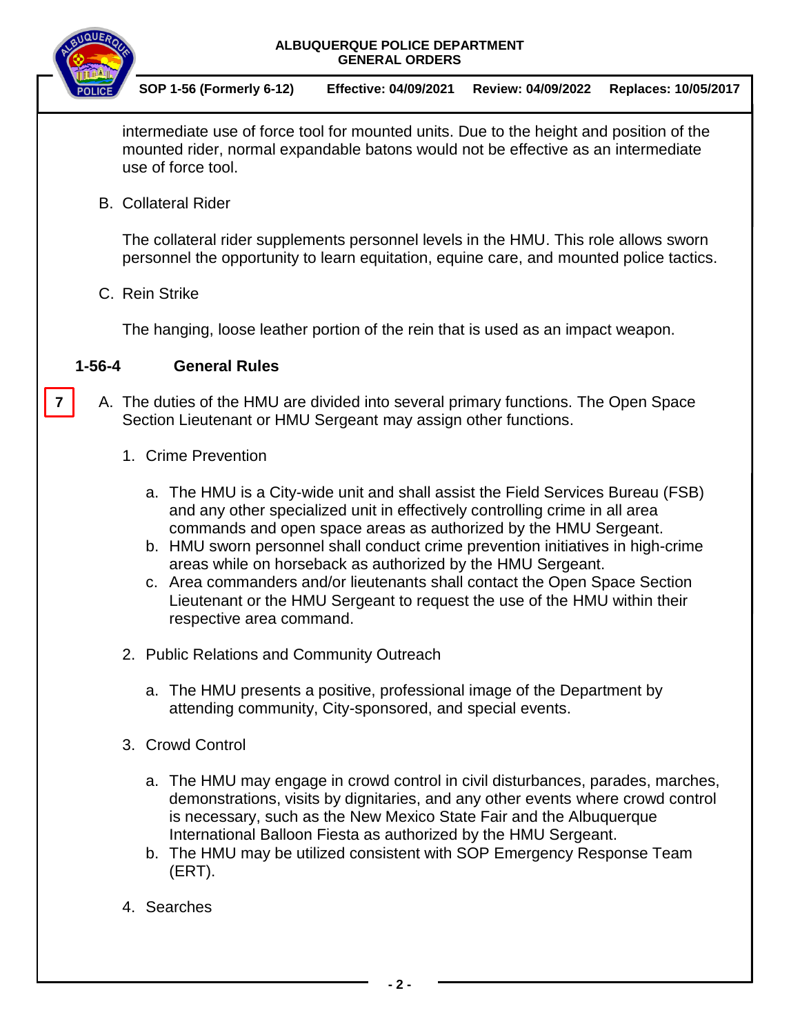intermediate use of force tool for mounted units. Due to the height and position of the mounted rider, normal expandable batons would not be effective as an intermediate use of force tool.

B. Collateral Rider

The collateral rider supplements personnel levels in the HMU. This role allows sworn personnel the opportunity to learn equitation, equine care, and mounted police tactics.

C. Rein Strike

The hanging, loose leather portion of the rein that is used as an impact weapon.

## 1-56-4 General Rules

7

A. The duties of the HMU are divided into several primary functions. The Open Space Section Lieutenant or HMU Sergeant may assign other functions.

1. Crime Prevention

    a. The HMU is a City-wide unit and shall assist the Field Services Bureau (FSB) and any other specialized unit in effectively controlling crime in all area commands and open space areas as authorized by the HMU Sergeant.
    b. HMU sworn personnel shall conduct crime prevention initiatives in high-crime areas while on horseback as authorized by the HMU Sergeant.
    c. Area commanders and/or lieutenants shall contact the Open Space Section Lieutenant or the HMU Sergeant to request the use of the HMU within their respective area command.

2. Public Relations and Community Outreach

    a. The HMU presents a positive, professional image of the Department by attending community, City-sponsored, and special events.

3. Crowd Control

    a. The HMU may engage in crowd control in civil disturbances, parades, marches, demonstrations, visits by dignitaries, and any other events where crowd control is necessary, such as the New Mexico State Fair and the Albuquerque International Balloon Fiesta as authorized by the HMU Sergeant.
    b. The HMU may be utilized consistent with SOP Emergency Response Team (ERT).

4. Searches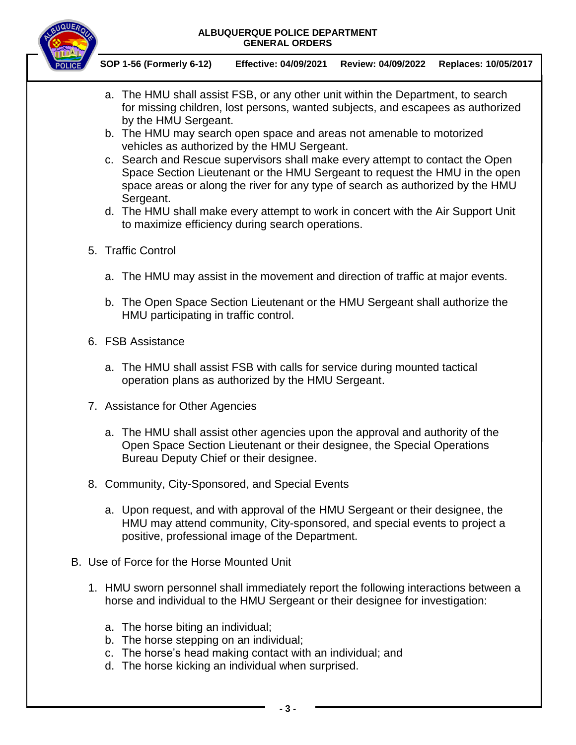a. The HMU shall assist FSB, or any other unit within the Department, to search for missing children, lost persons, wanted subjects, and escapees as authorized by the HMU Sergeant.
b. The HMU may search open space and areas not amenable to motorized vehicles as authorized by the HMU Sergeant.
c. Search and Rescue supervisors shall make every attempt to contact the Open Space Section Lieutenant or the HMU Sergeant to request the HMU in the open space areas or along the river for any type of search as authorized by the HMU Sergeant.
d. The HMU shall make every attempt to work in concert with the Air Support Unit to maximize efficiency during search operations.

5. Traffic Control

   a. The HMU may assist in the movement and direction of traffic at major events.

   b. The Open Space Section Lieutenant or the HMU Sergeant shall authorize the HMU participating in traffic control.

6. FSB Assistance

   a. The HMU shall assist FSB with calls for service during mounted tactical operation plans as authorized by the HMU Sergeant.

7. Assistance for Other Agencies

   a. The HMU shall assist other agencies upon the approval and authority of the Open Space Section Lieutenant or their designee, the Special Operations Bureau Deputy Chief or their designee.

8. Community, City-Sponsored, and Special Events

   a. Upon request, and with approval of the HMU Sergeant or their designee, the HMU may attend community, City-sponsored, and special events to project a positive, professional image of the Department.

B. Use of Force for the Horse Mounted Unit

1. HMU sworn personnel shall immediately report the following interactions between a horse and individual to the HMU Sergeant or their designee for investigation:

   a. The horse biting an individual;
   b. The horse stepping on an individual;
   c. The horse's head making contact with an individual; and
   d. The horse kicking an individual when surprised.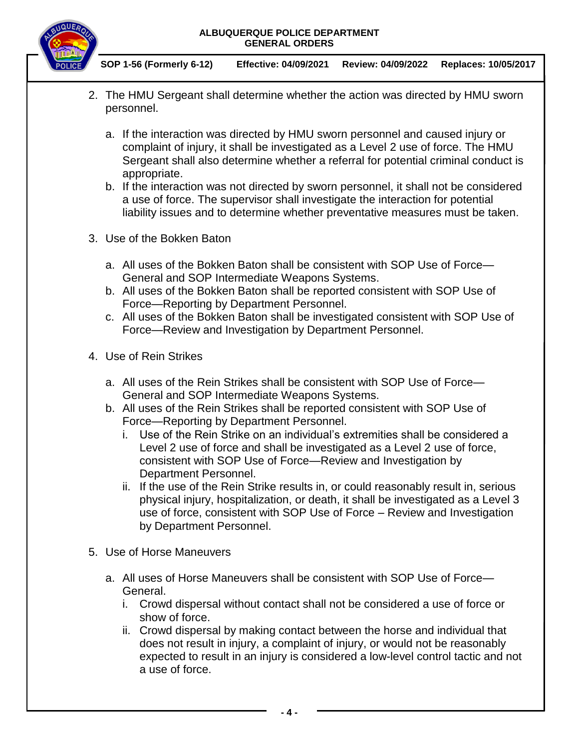2. The HMU Sergeant shall determine whether the action was directed by HMU sworn personnel.

   a. If the interaction was directed by HMU sworn personnel and caused injury or complaint of injury, it shall be investigated as a Level 2 use of force. The HMU Sergeant shall also determine whether a referral for potential criminal conduct is appropriate.
   b. If the interaction was not directed by sworn personnel, it shall not be considered a use of force. The supervisor shall investigate the interaction for potential liability issues and to determine whether preventative measures must be taken.

3. Use of the Bokken Baton

   a. All uses of the Bokken Baton shall be consistent with SOP Use of Force—General and SOP Intermediate Weapons Systems.
   b. All uses of the Bokken Baton shall be reported consistent with SOP Use of Force—Reporting by Department Personnel.
   c. All uses of the Bokken Baton shall be investigated consistent with SOP Use of Force—Review and Investigation by Department Personnel.

4. Use of Rein Strikes

   a. All uses of the Rein Strikes shall be consistent with SOP Use of Force—General and SOP Intermediate Weapons Systems.
   b. All uses of the Rein Strikes shall be reported consistent with SOP Use of Force—Reporting by Department Personnel.
      i. Use of the Rein Strike on an individual's extremities shall be considered a Level 2 use of force and shall be investigated as a Level 2 use of force, consistent with SOP Use of Force—Review and Investigation by Department Personnel.
      ii. If the use of the Rein Strike results in, or could reasonably result in, serious physical injury, hospitalization, or death, it shall be investigated as a Level 3 use of force, consistent with SOP Use of Force – Review and Investigation by Department Personnel.

5. Use of Horse Maneuvers

   a. All uses of Horse Maneuvers shall be consistent with SOP Use of Force—General.
      i. Crowd dispersal without contact shall not be considered a use of force or show of force.
      ii. Crowd dispersal by making contact between the horse and individual that does not result in injury, a complaint of injury, or would not be reasonably expected to result in an injury is considered a low-level control tactic and not a use of force.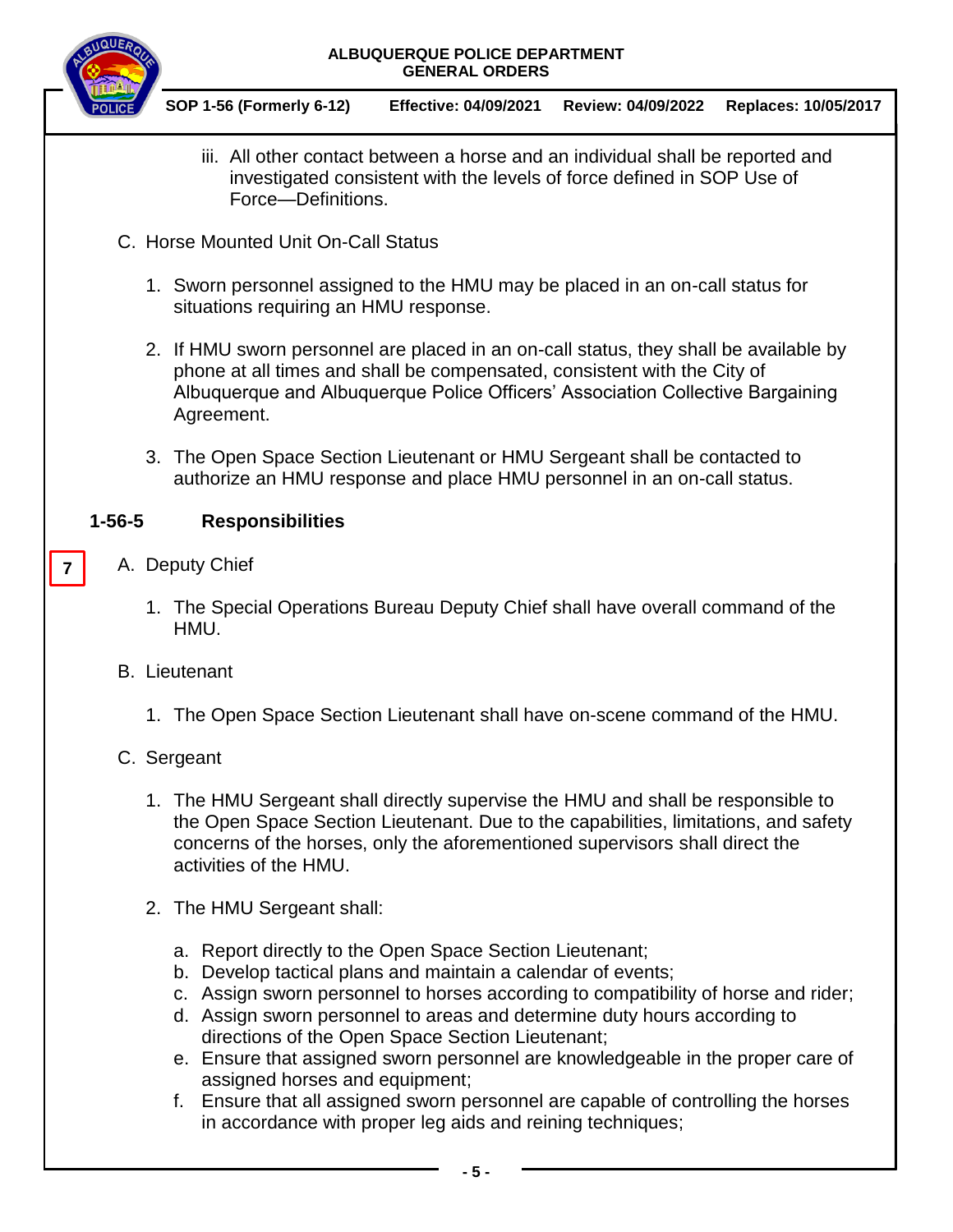iii. All other contact between a horse and an individual shall be reported and investigated consistent with the levels of force defined in SOP Use of Force—Definitions.

C. Horse Mounted Unit On-Call Status

1. Sworn personnel assigned to the HMU may be placed in an on-call status for situations requiring an HMU response.

2. If HMU sworn personnel are placed in an on-call status, they shall be available by phone at all times and shall be compensated, consistent with the City of Albuquerque and Albuquerque Police Officers' Association Collective Bargaining Agreement.

3. The Open Space Section Lieutenant or HMU Sergeant shall be contacted to authorize an HMU response and place HMU personnel in an on-call status.

## 1-56-5 Responsibilities

7

A. Deputy Chief

1. The Special Operations Bureau Deputy Chief shall have overall command of the HMU.

B. Lieutenant

1. The Open Space Section Lieutenant shall have on-scene command of the HMU.

C. Sergeant

1. The HMU Sergeant shall directly supervise the HMU and shall be responsible to the Open Space Section Lieutenant. Due to the capabilities, limitations, and safety concerns of the horses, only the aforementioned supervisors shall direct the activities of the HMU.

2. The HMU Sergeant shall:

a. Report directly to the Open Space Section Lieutenant;
b. Develop tactical plans and maintain a calendar of events;
c. Assign sworn personnel to horses according to compatibility of horse and rider;
d. Assign sworn personnel to areas and determine duty hours according to directions of the Open Space Section Lieutenant;
e. Ensure that assigned sworn personnel are knowledgeable in the proper care of assigned horses and equipment;
f. Ensure that all assigned sworn personnel are capable of controlling the horses in accordance with proper leg aids and reining techniques;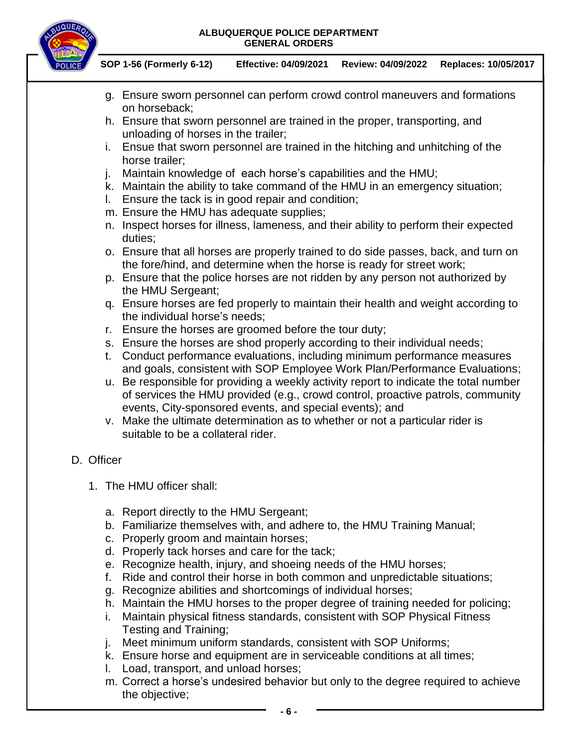g. Ensure sworn personnel can perform crowd control maneuvers and formations on horseback;
h. Ensure that sworn personnel are trained in the proper, transporting, and unloading of horses in the trailer;
i. Ensue that sworn personnel are trained in the hitching and unhitching of the horse trailer;
j. Maintain knowledge of each horse's capabilities and the HMU;
k. Maintain the ability to take command of the HMU in an emergency situation;
l. Ensure the tack is in good repair and condition;
m. Ensure the HMU has adequate supplies;
n. Inspect horses for illness, lameness, and their ability to perform their expected duties;
o. Ensure that all horses are properly trained to do side passes, back, and turn on the fore/hind, and determine when the horse is ready for street work;
p. Ensure that the police horses are not ridden by any person not authorized by the HMU Sergeant;
q. Ensure horses are fed properly to maintain their health and weight according to the individual horse's needs;
r. Ensure the horses are groomed before the tour duty;
s. Ensure the horses are shod properly according to their individual needs;
t. Conduct performance evaluations, including minimum performance measures and goals, consistent with SOP Employee Work Plan/Performance Evaluations;
u. Be responsible for providing a weekly activity report to indicate the total number of services the HMU provided (e.g., crowd control, proactive patrols, community events, City-sponsored events, and special events); and
v. Make the ultimate determination as to whether or not a particular rider is suitable to be a collateral rider.

D. Officer

1. The HMU officer shall:

   a. Report directly to the HMU Sergeant;
   b. Familiarize themselves with, and adhere to, the HMU Training Manual;
   c. Properly groom and maintain horses;
   d. Properly tack horses and care for the tack;
   e. Recognize health, injury, and shoeing needs of the HMU horses;
   f. Ride and control their horse in both common and unpredictable situations;
   g. Recognize abilities and shortcomings of individual horses;
   h. Maintain the HMU horses to the proper degree of training needed for policing;
   i. Maintain physical fitness standards, consistent with SOP Physical Fitness Testing and Training;
   j. Meet minimum uniform standards, consistent with SOP Uniforms;
   k. Ensure horse and equipment are in serviceable conditions at all times;
   l. Load, transport, and unload horses;
   m. Correct a horse's undesired behavior but only to the degree required to achieve the objective;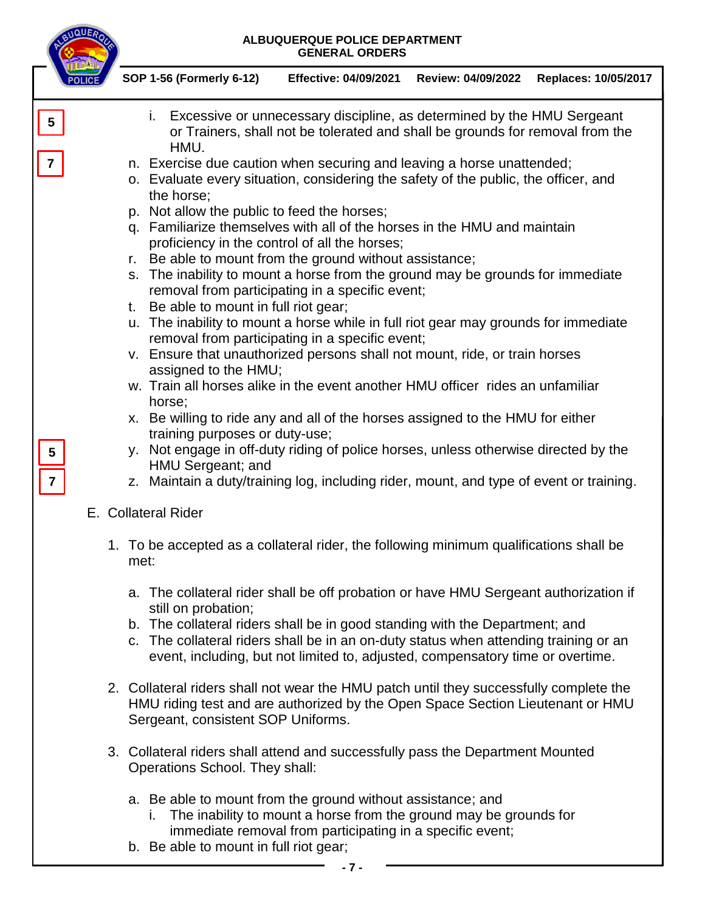i. Excessive or unnecessary discipline, as determined by the HMU Sergeant or Trainers, shall not be tolerated and shall be grounds for removal from the HMU.

n. Exercise due caution when securing and leaving a horse unattended;
o. Evaluate every situation, considering the safety of the public, the officer, and the horse;
p. Not allow the public to feed the horses;
q. Familiarize themselves with all of the horses in the HMU and maintain proficiency in the control of all the horses;
r. Be able to mount from the ground without assistance;
s. The inability to mount a horse from the ground may be grounds for immediate removal from participating in a specific event;
t. Be able to mount in full riot gear;
u. The inability to mount a horse while in full riot gear may grounds for immediate removal from participating in a specific event;
v. Ensure that unauthorized persons shall not mount, ride, or train horses assigned to the HMU;
w. Train all horses alike in the event another HMU officer rides an unfamiliar horse;
x. Be willing to ride any and all of the horses assigned to the HMU for either training purposes or duty-use;
y. Not engage in off-duty riding of police horses, unless otherwise directed by the HMU Sergeant; and
z. Maintain a duty/training log, including rider, mount, and type of event or training.

E. Collateral Rider

1. To be accepted as a collateral rider, the following minimum qualifications shall be met:

   a. The collateral rider shall be off probation or have HMU Sergeant authorization if still on probation;
   b. The collateral riders shall be in good standing with the Department; and
   c. The collateral riders shall be in an on-duty status when attending training or an event, including, but not limited to, adjusted, compensatory time or overtime.

2. Collateral riders shall not wear the HMU patch until they successfully complete the HMU riding test and are authorized by the Open Space Section Lieutenant or HMU Sergeant, consistent SOP Uniforms.

3. Collateral riders shall attend and successfully pass the Department Mounted Operations School. They shall:

   a. Be able to mount from the ground without assistance; and
      i. The inability to mount a horse from the ground may be grounds for immediate removal from participating in a specific event;
   b. Be able to mount in full riot gear;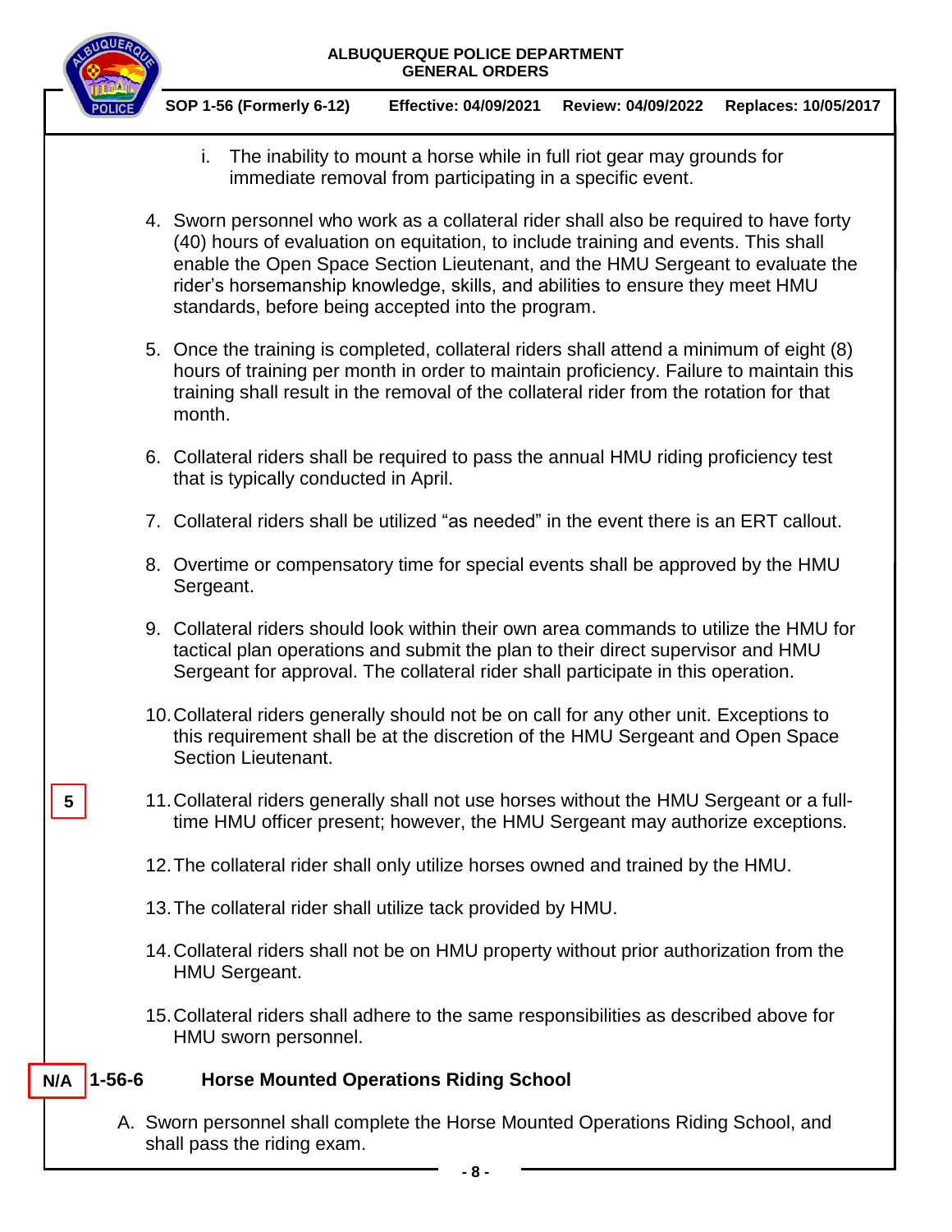i. The inability to mount a horse while in full riot gear may grounds for immediate removal from participating in a specific event.

4. Sworn personnel who work as a collateral rider shall also be required to have forty (40) hours of evaluation on equitation, to include training and events. This shall enable the Open Space Section Lieutenant, and the HMU Sergeant to evaluate the rider's horsemanship knowledge, skills, and abilities to ensure they meet HMU standards, before being accepted into the program.

5. Once the training is completed, collateral riders shall attend a minimum of eight (8) hours of training per month in order to maintain proficiency. Failure to maintain this training shall result in the removal of the collateral rider from the rotation for that month.

6. Collateral riders shall be required to pass the annual HMU riding proficiency test that is typically conducted in April.

7. Collateral riders shall be utilized "as needed" in the event there is an ERT callout.

8. Overtime or compensatory time for special events shall be approved by the HMU Sergeant.

9. Collateral riders should look within their own area commands to utilize the HMU for tactical plan operations and submit the plan to their direct supervisor and HMU Sergeant for approval. The collateral rider shall participate in this operation.

10. Collateral riders generally should not be on call for any other unit. Exceptions to this requirement shall be at the discretion of the HMU Sergeant and Open Space Section Lieutenant.

5

11. Collateral riders generally shall not use horses without the HMU Sergeant or a full-time HMU officer present; however, the HMU Sergeant may authorize exceptions.

12. The collateral rider shall only utilize horses owned and trained by the HMU.

13. The collateral rider shall utilize tack provided by HMU.

14. Collateral riders shall not be on HMU property without prior authorization from the HMU Sergeant.

15. Collateral riders shall adhere to the same responsibilities as described above for HMU sworn personnel.

N/A

## 1-56-6 Horse Mounted Operations Riding School

A. Sworn personnel shall complete the Horse Mounted Operations Riding School, and shall pass the riding exam.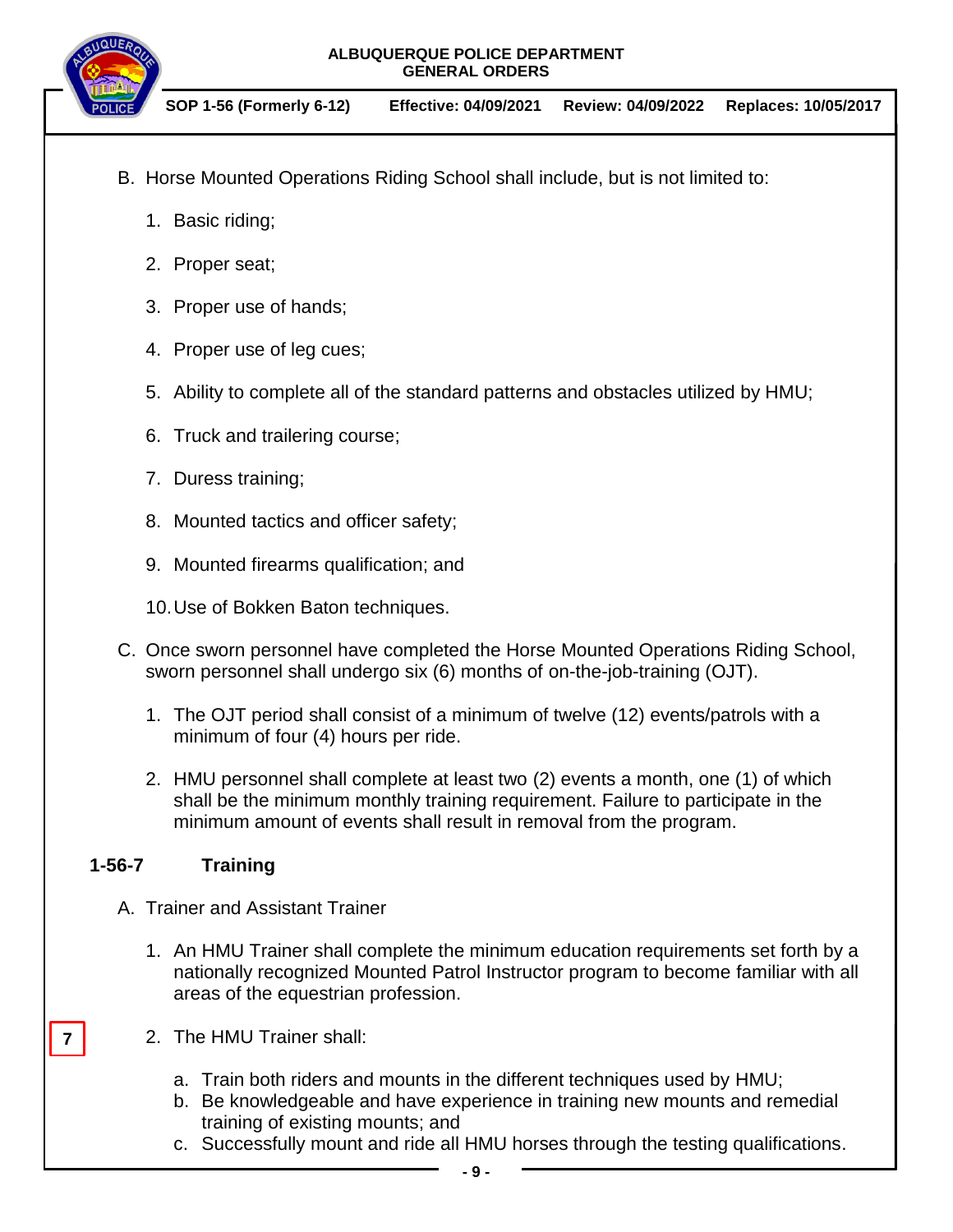B. Horse Mounted Operations Riding School shall include, but is not limited to:

   1. Basic riding;

   2. Proper seat;

   3. Proper use of hands;

   4. Proper use of leg cues;

   5. Ability to complete all of the standard patterns and obstacles utilized by HMU;

   6. Truck and trailering course;

   7. Duress training;

   8. Mounted tactics and officer safety;

   9. Mounted firearms qualification; and

   10. Use of Bokken Baton techniques.

C. Once sworn personnel have completed the Horse Mounted Operations Riding School, sworn personnel shall undergo six (6) months of on-the-job-training (OJT).

   1. The OJT period shall consist of a minimum of twelve (12) events/patrols with a minimum of four (4) hours per ride.

   2. HMU personnel shall complete at least two (2) events a month, one (1) of which shall be the minimum monthly training requirement. Failure to participate in the minimum amount of events shall result in removal from the program.

## 1-56-7 Training

A. Trainer and Assistant Trainer

   1. An HMU Trainer shall complete the minimum education requirements set forth by a nationally recognized Mounted Patrol Instructor program to become familiar with all areas of the equestrian profession.

7

   2. The HMU Trainer shall:

      a. Train both riders and mounts in the different techniques used by HMU;
      b. Be knowledgeable and have experience in training new mounts and remedial training of existing mounts; and
      c. Successfully mount and ride all HMU horses through the testing qualifications.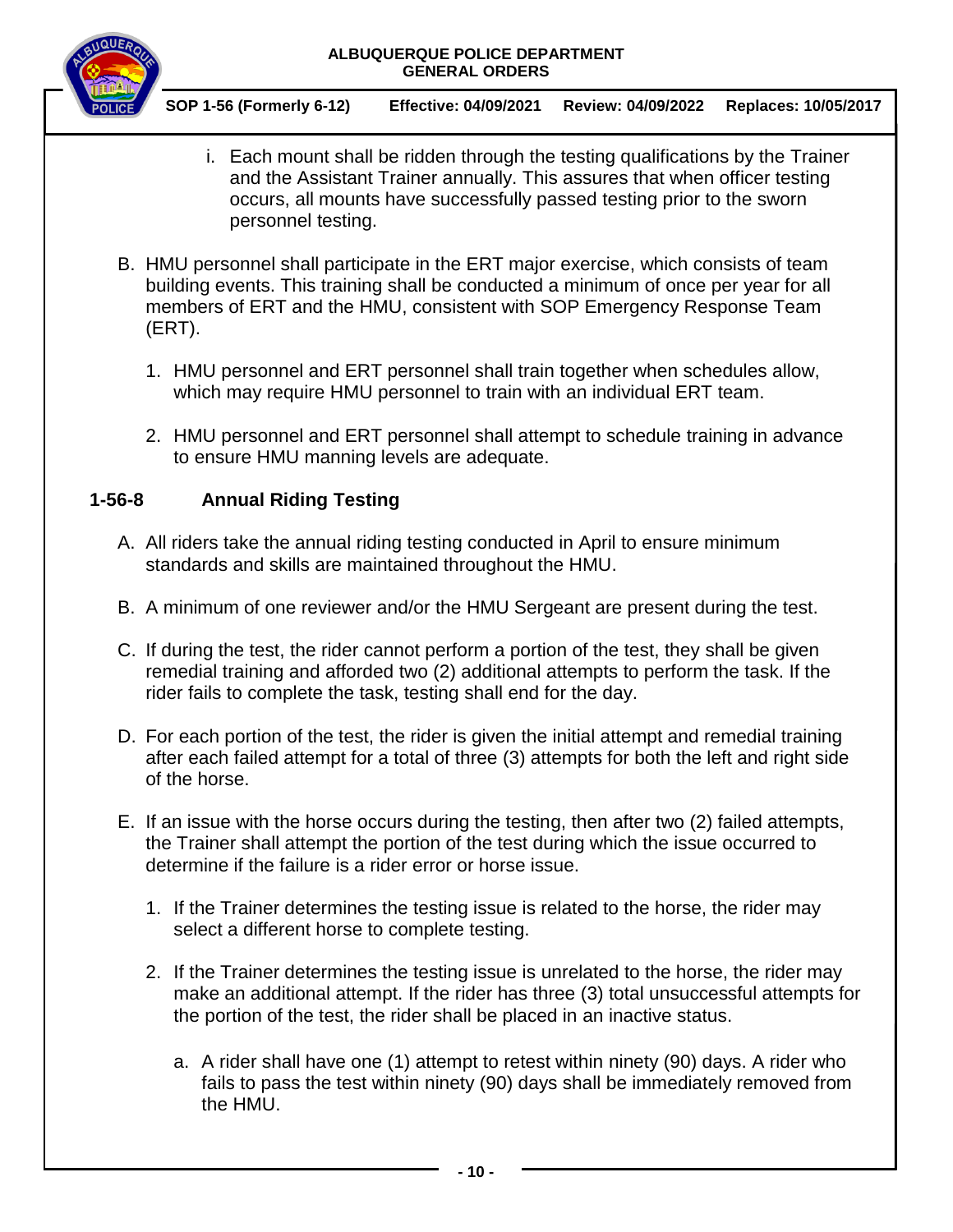i. Each mount shall be ridden through the testing qualifications by the Trainer and the Assistant Trainer annually. This assures that when officer testing occurs, all mounts have successfully passed testing prior to the sworn personnel testing.

B. HMU personnel shall participate in the ERT major exercise, which consists of team building events. This training shall be conducted a minimum of once per year for all members of ERT and the HMU, consistent with SOP Emergency Response Team (ERT).

1. HMU personnel and ERT personnel shall train together when schedules allow, which may require HMU personnel to train with an individual ERT team.

2. HMU personnel and ERT personnel shall attempt to schedule training in advance to ensure HMU manning levels are adequate.

## 1-56-8 Annual Riding Testing

A. All riders take the annual riding testing conducted in April to ensure minimum standards and skills are maintained throughout the HMU.

B. A minimum of one reviewer and/or the HMU Sergeant are present during the test.

C. If during the test, the rider cannot perform a portion of the test, they shall be given remedial training and afforded two (2) additional attempts to perform the task. If the rider fails to complete the task, testing shall end for the day.

D. For each portion of the test, the rider is given the initial attempt and remedial training after each failed attempt for a total of three (3) attempts for both the left and right side of the horse.

E. If an issue with the horse occurs during the testing, then after two (2) failed attempts, the Trainer shall attempt the portion of the test during which the issue occurred to determine if the failure is a rider error or horse issue.

1. If the Trainer determines the testing issue is related to the horse, the rider may select a different horse to complete testing.

2. If the Trainer determines the testing issue is unrelated to the horse, the rider may make an additional attempt. If the rider has three (3) total unsuccessful attempts for the portion of the test, the rider shall be placed in an inactive status.

   a. A rider shall have one (1) attempt to retest within ninety (90) days. A rider who fails to pass the test within ninety (90) days shall be immediately removed from the HMU.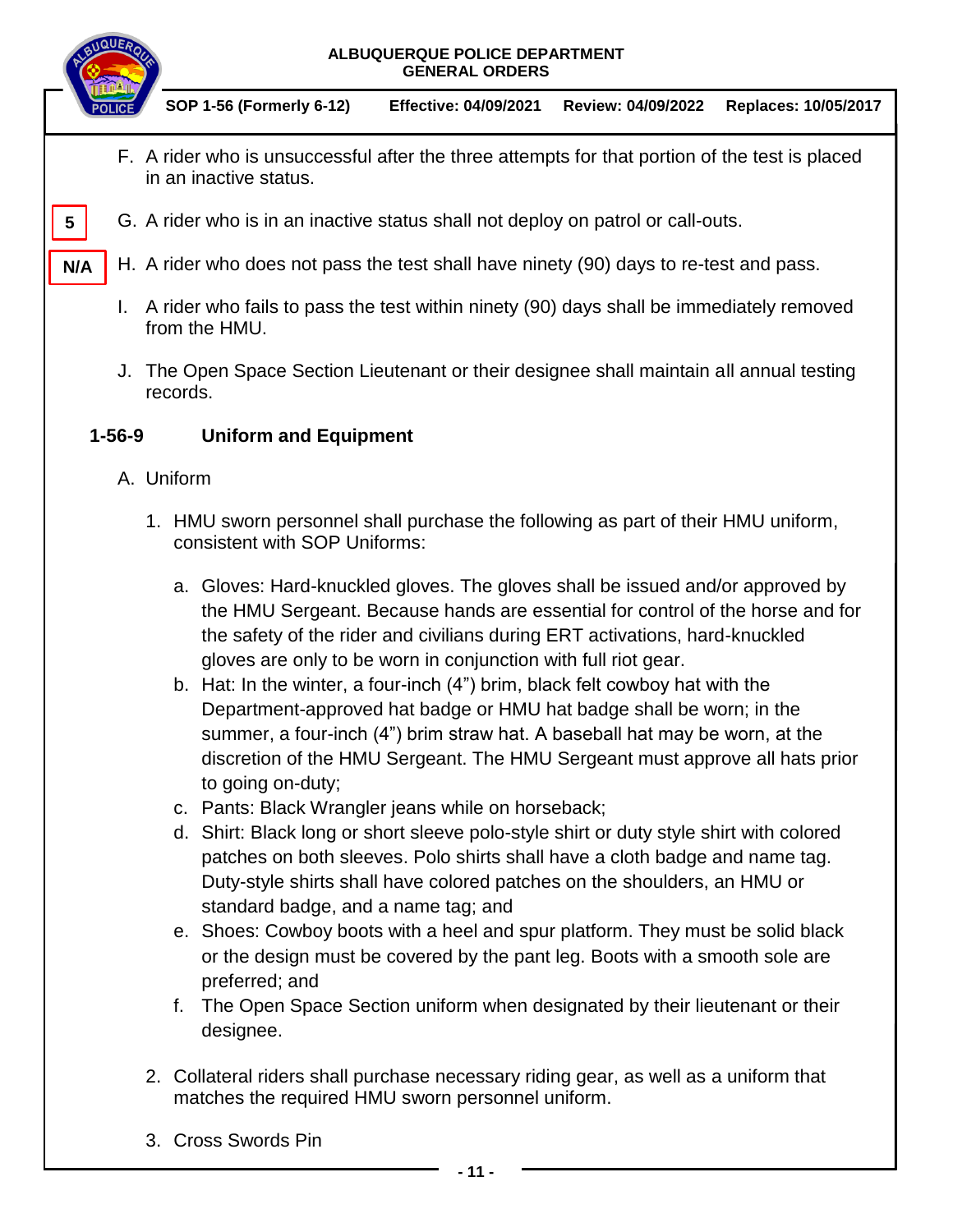F. A rider who is unsuccessful after the three attempts for that portion of the test is placed in an inactive status.

5

G. A rider who is in an inactive status shall not deploy on patrol or call-outs.

N/A

H. A rider who does not pass the test shall have ninety (90) days to re-test and pass.

I. A rider who fails to pass the test within ninety (90) days shall be immediately removed from the HMU.

J. The Open Space Section Lieutenant or their designee shall maintain all annual testing records.

## 1-56-9 Uniform and Equipment

A. Uniform

1. HMU sworn personnel shall purchase the following as part of their HMU uniform, consistent with SOP Uniforms:

   a. Gloves: Hard-knuckled gloves. The gloves shall be issued and/or approved by the HMU Sergeant. Because hands are essential for control of the horse and for the safety of the rider and civilians during ERT activations, hard-knuckled gloves are only to be worn in conjunction with full riot gear.

   b. Hat: In the winter, a four-inch (4") brim, black felt cowboy hat with the Department-approved hat badge or HMU hat badge shall be worn; in the summer, a four-inch (4") brim straw hat. A baseball hat may be worn, at the discretion of the HMU Sergeant. The HMU Sergeant must approve all hats prior to going on-duty;

   c. Pants: Black Wrangler jeans while on horseback;

   d. Shirt: Black long or short sleeve polo-style shirt or duty style shirt with colored patches on both sleeves. Polo shirts shall have a cloth badge and name tag. Duty-style shirts shall have colored patches on the shoulders, an HMU or standard badge, and a name tag; and

   e. Shoes: Cowboy boots with a heel and spur platform. They must be solid black or the design must be covered by the pant leg. Boots with a smooth sole are preferred; and

   f. The Open Space Section uniform when designated by their lieutenant or their designee.

2. Collateral riders shall purchase necessary riding gear, as well as a uniform that matches the required HMU sworn personnel uniform.

3. Cross Swords Pin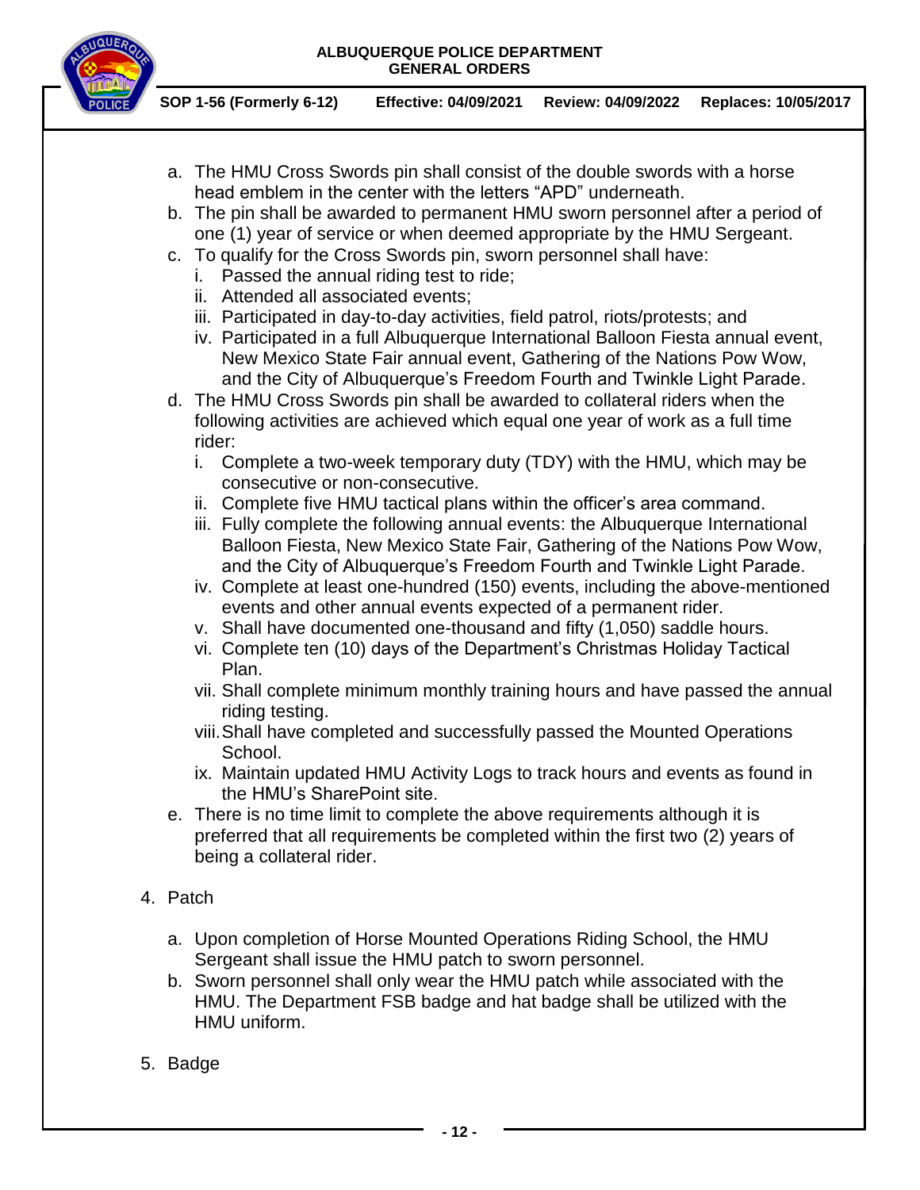a. The HMU Cross Swords pin shall consist of the double swords with a horse head emblem in the center with the letters “APD” underneath.
b. The pin shall be awarded to permanent HMU sworn personnel after a period of one (1) year of service or when deemed appropriate by the HMU Sergeant.
c. To qualify for the Cross Swords pin, sworn personnel shall have:
   i. Passed the annual riding test to ride;
   ii. Attended all associated events;
   iii. Participated in day-to-day activities, field patrol, riots/protests; and
   iv. Participated in a full Albuquerque International Balloon Fiesta annual event, New Mexico State Fair annual event, Gathering of the Nations Pow Wow, and the City of Albuquerque’s Freedom Fourth and Twinkle Light Parade.
d. The HMU Cross Swords pin shall be awarded to collateral riders when the following activities are achieved which equal one year of work as a full time rider:
   i. Complete a two-week temporary duty (TDY) with the HMU, which may be consecutive or non-consecutive.
   ii. Complete five HMU tactical plans within the officer’s area command.
   iii. Fully complete the following annual events: the Albuquerque International Balloon Fiesta, New Mexico State Fair, Gathering of the Nations Pow Wow, and the City of Albuquerque’s Freedom Fourth and Twinkle Light Parade.
   iv. Complete at least one-hundred (150) events, including the above-mentioned events and other annual events expected of a permanent rider.
   v. Shall have documented one-thousand and fifty (1,050) saddle hours.
   vi. Complete ten (10) days of the Department’s Christmas Holiday Tactical Plan.
   vii. Shall complete minimum monthly training hours and have passed the annual riding testing.
   viii. Shall have completed and successfully passed the Mounted Operations School.
   ix. Maintain updated HMU Activity Logs to track hours and events as found in the HMU’s SharePoint site.
e. There is no time limit to complete the above requirements although it is preferred that all requirements be completed within the first two (2) years of being a collateral rider.

4. Patch

   a. Upon completion of Horse Mounted Operations Riding School, the HMU Sergeant shall issue the HMU patch to sworn personnel.
   b. Sworn personnel shall only wear the HMU patch while associated with the HMU. The Department FSB badge and hat badge shall be utilized with the HMU uniform.

5. Badge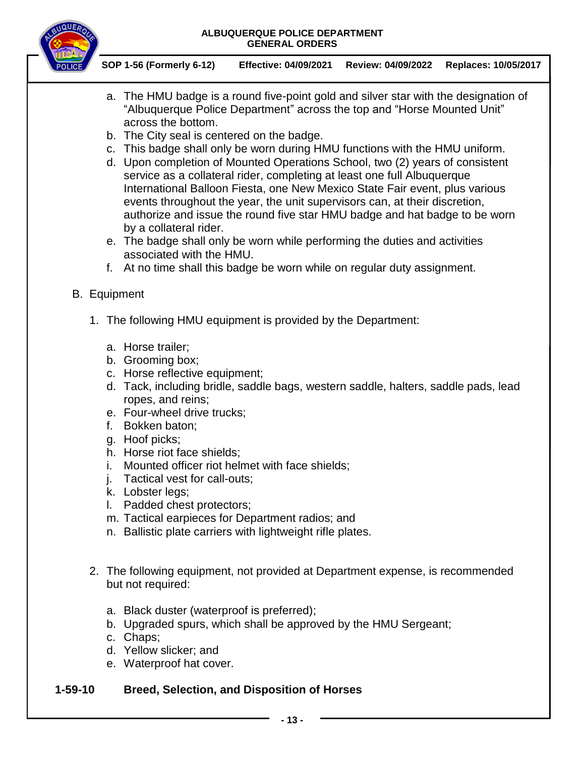a. The HMU badge is a round five-point gold and silver star with the designation of "Albuquerque Police Department" across the top and "Horse Mounted Unit" across the bottom.
b. The City seal is centered on the badge.
c. This badge shall only be worn during HMU functions with the HMU uniform.
d. Upon completion of Mounted Operations School, two (2) years of consistent service as a collateral rider, completing at least one full Albuquerque International Balloon Fiesta, one New Mexico State Fair event, plus various events throughout the year, the unit supervisors can, at their discretion, authorize and issue the round five star HMU badge and hat badge to be worn by a collateral rider.
e. The badge shall only be worn while performing the duties and activities associated with the HMU.
f. At no time shall this badge be worn while on regular duty assignment.

B. Equipment

1. The following HMU equipment is provided by the Department:

    a. Horse trailer;
    b. Grooming box;
    c. Horse reflective equipment;
    d. Tack, including bridle, saddle bags, western saddle, halters, saddle pads, lead ropes, and reins;
    e. Four-wheel drive trucks;
    f. Bokken baton;
    g. Hoof picks;
    h. Horse riot face shields;
    i. Mounted officer riot helmet with face shields;
    j. Tactical vest for call-outs;
    k. Lobster legs;
    l. Padded chest protectors;
    m. Tactical earpieces for Department radios; and
    n. Ballistic plate carriers with lightweight rifle plates.

2. The following equipment, not provided at Department expense, is recommended but not required:

    a. Black duster (waterproof is preferred);
    b. Upgraded spurs, which shall be approved by the HMU Sergeant;
    c. Chaps;
    d. Yellow slicker; and
    e. Waterproof hat cover.

## 1-59-10 Breed, Selection, and Disposition of Horses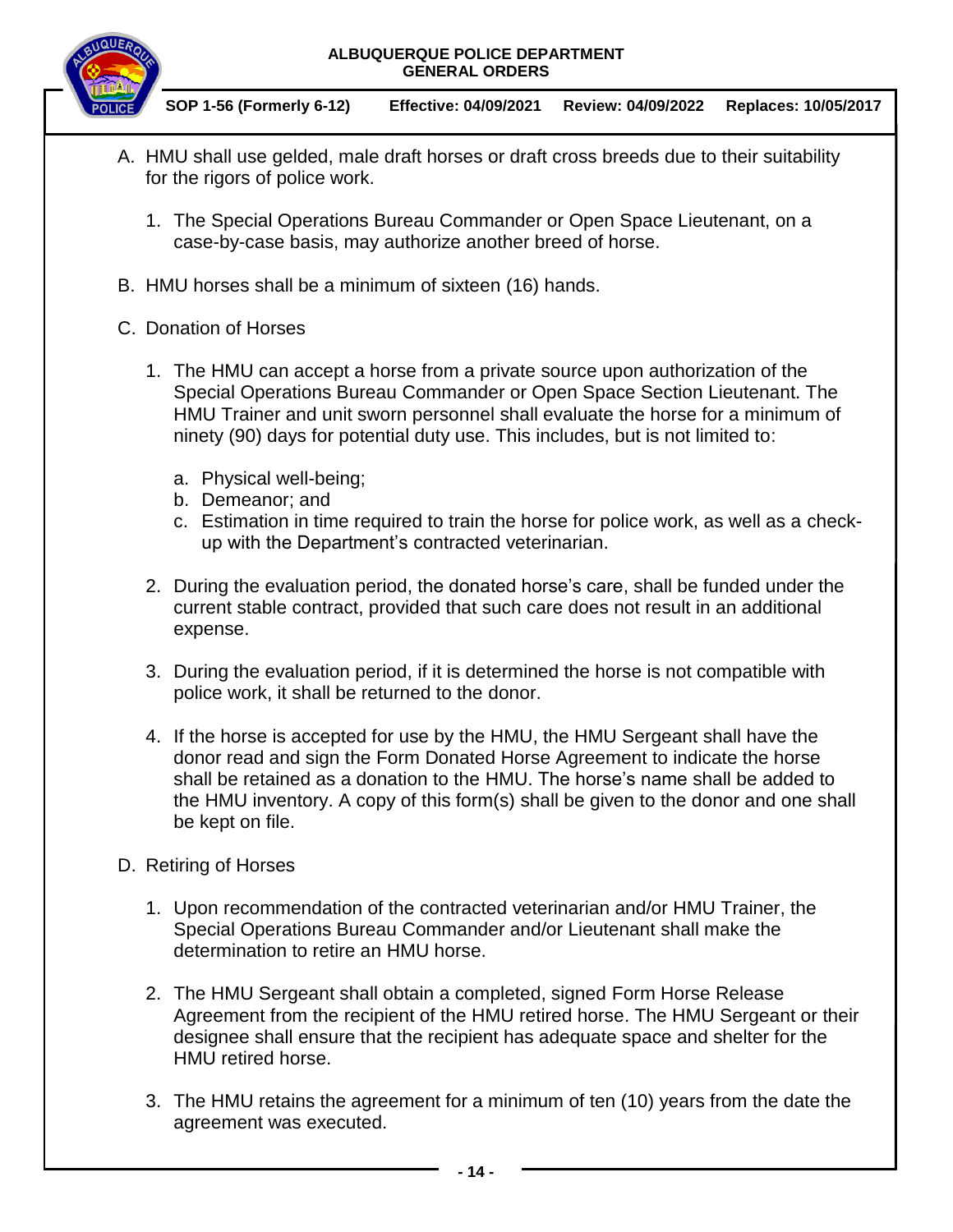A. HMU shall use gelded, male draft horses or draft cross breeds due to their suitability for the rigors of police work.

   1. The Special Operations Bureau Commander or Open Space Lieutenant, on a case-by-case basis, may authorize another breed of horse.

B. HMU horses shall be a minimum of sixteen (16) hands.

C. Donation of Horses

   1. The HMU can accept a horse from a private source upon authorization of the Special Operations Bureau Commander or Open Space Section Lieutenant. The HMU Trainer and unit sworn personnel shall evaluate the horse for a minimum of ninety (90) days for potential duty use. This includes, but is not limited to:

      a. Physical well-being;
      b. Demeanor; and
      c. Estimation in time required to train the horse for police work, as well as a check-up with the Department's contracted veterinarian.

   2. During the evaluation period, the donated horse's care, shall be funded under the current stable contract, provided that such care does not result in an additional expense.

   3. During the evaluation period, if it is determined the horse is not compatible with police work, it shall be returned to the donor.

   4. If the horse is accepted for use by the HMU, the HMU Sergeant shall have the donor read and sign the Form Donated Horse Agreement to indicate the horse shall be retained as a donation to the HMU. The horse's name shall be added to the HMU inventory. A copy of this form(s) shall be given to the donor and one shall be kept on file.

D. Retiring of Horses

   1. Upon recommendation of the contracted veterinarian and/or HMU Trainer, the Special Operations Bureau Commander and/or Lieutenant shall make the determination to retire an HMU horse.

   2. The HMU Sergeant shall obtain a completed, signed Form Horse Release Agreement from the recipient of the HMU retired horse. The HMU Sergeant or their designee shall ensure that the recipient has adequate space and shelter for the HMU retired horse.

   3. The HMU retains the agreement for a minimum of ten (10) years from the date the agreement was executed.